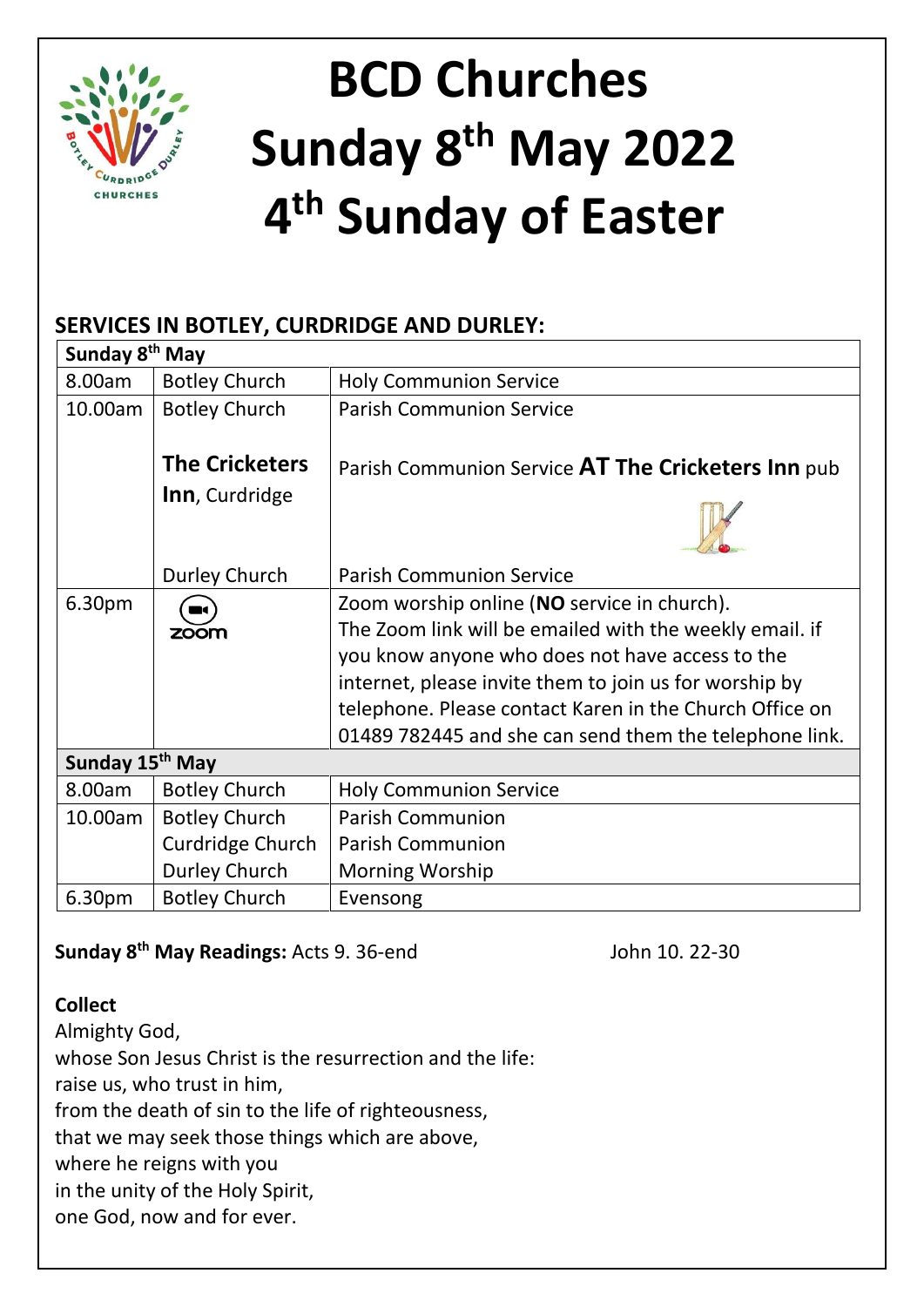# BCD Churches
# Sunday 8th May 2022
# 4th Sunday of Easter

## SERVICES IN BOTLEY, CURDRIDGE AND DURLEY:

| Sunday 8th May | | |
|---|---|---|
| 8.00am | Botley Church | Holy Communion Service |
| 10.00am | Botley Church | Parish Communion Service |
| | **The Cricketers Inn**, Curdridge | Parish Communion Service **AT The Cricketers Inn** pub |
| | Durley Church | Parish Communion Service |
| 6.30pm | zoom | Zoom worship online (**NO** service in church). The Zoom link will be emailed with the weekly email. if you know anyone who does not have access to the internet, please invite them to join us for worship by telephone. Please contact Karen in the Church Office on 01489 782445 and she can send them the telephone link. |
| **Sunday 15th May** | | |
| 8.00am | Botley Church | Holy Communion Service |
| 10.00am | Botley Church | Parish Communion |
| | Curdridge Church | Parish Communion |
| | Durley Church | Morning Worship |
| 6.30pm | Botley Church | Evensong |

**Sunday 8th May Readings:** Acts 9. 36-end John 10. 22-30

**Collect**

Almighty God,
whose Son Jesus Christ is the resurrection and the life:
raise us, who trust in him,
from the death of sin to the life of righteousness,
that we may seek those things which are above,
where he reigns with you
in the unity of the Holy Spirit,
one God, now and for ever.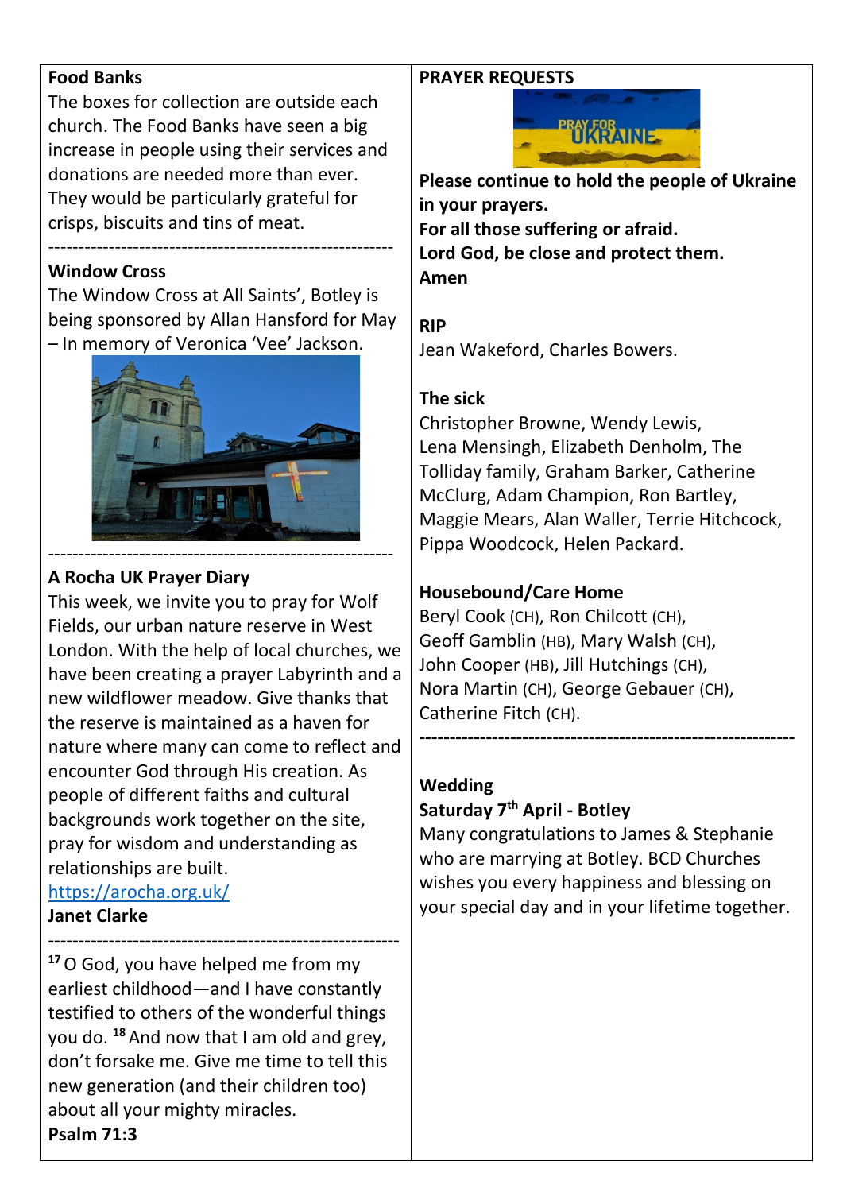**Food Banks**

The boxes for collection are outside each church. The Food Banks have seen a big increase in people using their services and donations are needed more than ever. They would be particularly grateful for crisps, biscuits and tins of meat.

---

**Window Cross**

The Window Cross at All Saints', Botley is being sponsored by Allan Hansford for May – In memory of Veronica 'Vee' Jackson.

---

**A Rocha UK Prayer Diary**

This week, we invite you to pray for Wolf Fields, our urban nature reserve in West London. With the help of local churches, we have been creating a prayer Labyrinth and a new wildflower meadow. Give thanks that the reserve is maintained as a haven for nature where many can come to reflect and encounter God through His creation. As people of different faiths and cultural backgrounds work together on the site, pray for wisdom and understanding as relationships are built.

https://arocha.org.uk/

**Janet Clarke**

---

[17] O God, you have helped me from my earliest childhood—and I have constantly testified to others of the wonderful things you do. [18] And now that I am old and grey, don't forsake me. Give me time to tell this new generation (and their children too) about all your mighty miracles.

**Psalm 71:3**

**PRAYER REQUESTS**

**Please continue to hold the people of Ukraine in your prayers.**
**For all those suffering or afraid.**
**Lord God, be close and protect them.**
**Amen**

**RIP**

Jean Wakeford, Charles Bowers.

**The sick**

Christopher Browne, Wendy Lewis, Lena Mensingh, Elizabeth Denholm, The Tolliday family, Graham Barker, Catherine McClurg, Adam Champion, Ron Bartley, Maggie Mears, Alan Waller, Terrie Hitchcock, Pippa Woodcock, Helen Packard.

**Housebound/Care Home**

Beryl Cook (CH), Ron Chilcott (CH), Geoff Gamblin (HB), Mary Walsh (CH), John Cooper (HB), Jill Hutchings (CH), Nora Martin (CH), George Gebauer (CH), Catherine Fitch (CH).

---

**Wedding**

**Saturday 7th April - Botley**

Many congratulations to James & Stephanie who are marrying at Botley. BCD Churches wishes you every happiness and blessing on your special day and in your lifetime together.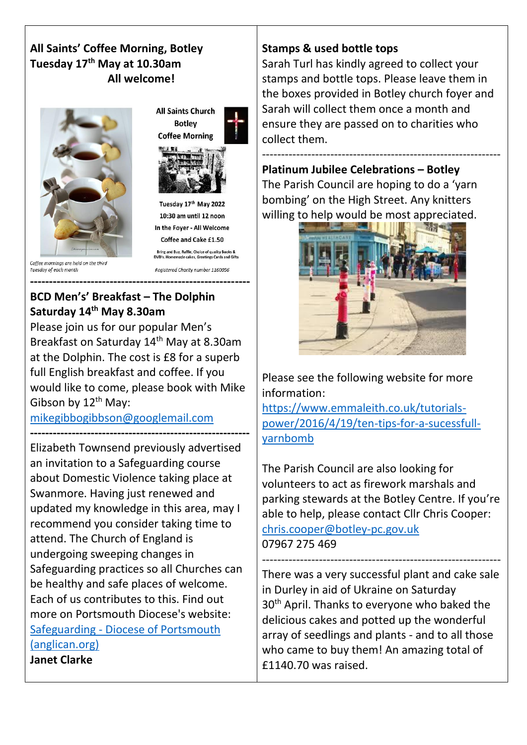**All Saints' Coffee Morning, Botley**
**Tuesday 17th May at 10.30am**
**All welcome!**

All Saints Church
Botley
Coffee Morning

Tuesday 17th May 2022
10:30 am until 12 noon
In the Foyer - All Welcome
Coffee and Cake £1.50

Bring and Buy, Raffle, Choice of quality Books & DVD's, Homemade cakes, Greetings Cards and Gifts

*Coffee mornings are held on the third Tuesday of each month*

*Registered Charity number 1160056*

---

**BCD Men's' Breakfast – The Dolphin**
**Saturday 14th May 8.30am**

Please join us for our popular Men's Breakfast on Saturday 14th May at 8.30am at the Dolphin. The cost is £8 for a superb full English breakfast and coffee. If you would like to come, please book with Mike Gibson by 12th May:
mikegibbogibbson@googlemail.com

---

Elizabeth Townsend previously advertised an invitation to a Safeguarding course about Domestic Violence taking place at Swanmore. Having just renewed and updated my knowledge in this area, may I recommend you consider taking time to attend. The Church of England is undergoing sweeping changes in Safeguarding practices so all Churches can be healthy and safe of welcome. Each of us contributes to this. Find out more on Portsmouth Diocese's website: Safeguarding - Diocese of Portsmouth (anglican.org)
**Janet Clarke**

**Stamps & used bottle tops**

Sarah Turl has kindly agreed to collect your stamps and bottle tops. Please leave them in the boxes provided in Botley church foyer and Sarah will collect them once a month and ensure they are passed on to charities who collect them.

---

**Platinum Jubilee Celebrations – Botley**

The Parish Council are hoping to do a 'yarn bombing' on the High Street. Any knitters willing to help would be most appreciated.

Please see the following website for more information:
https://www.emmaleith.co.uk/tutorials-power/2016/4/19/ten-tips-for-a-sucessfull-yarnbomb

The Parish Council are also looking for volunteers to act as firework marshals and parking stewards at the Botley Centre. If you're able to help, please contact Cllr Chris Cooper:
chris.cooper@botley-pc.gov.uk
07967 275 469

---

There was a very successful plant and cake sale in Durley in aid of Ukraine on Saturday 30th April. Thanks to everyone who baked the delicious cakes and potted up the wonderful array of seedlings and plants - and to all those who came to buy them! An amazing total of £1140.70 was raised.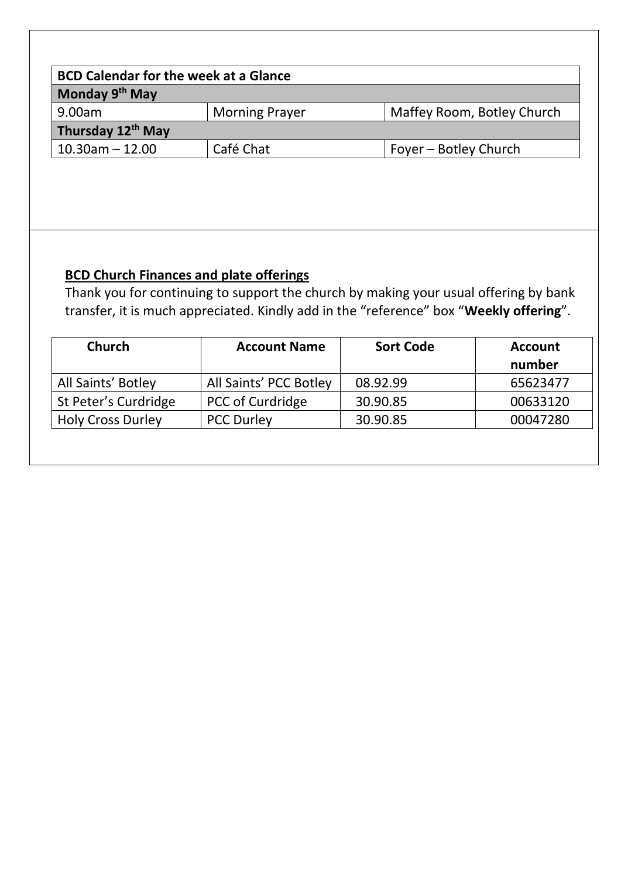| BCD Calendar for the week at a Glance | | |
| --- | --- | --- |
| **Monday 9th May** | | |
| 9.00am | Morning Prayer | Maffey Room, Botley Church |
| **Thursday 12th May** | | |
| 10.30am – 12.00 | Café Chat | Foyer – Botley Church |

## BCD Church Finances and plate offerings

Thank you for continuing to support the church by making your usual offering by bank transfer, it is much appreciated. Kindly add in the "reference" box "**Weekly offering**".

| Church | Account Name | Sort Code | Account number |
| --- | --- | --- | --- |
| All Saints' Botley | All Saints' PCC Botley | 08.92.99 | 65623477 |
| St Peter's Curdridge | PCC of Curdridge | 30.90.85 | 00633120 |
| Holy Cross Durley | PCC Durley | 30.90.85 | 00047280 |